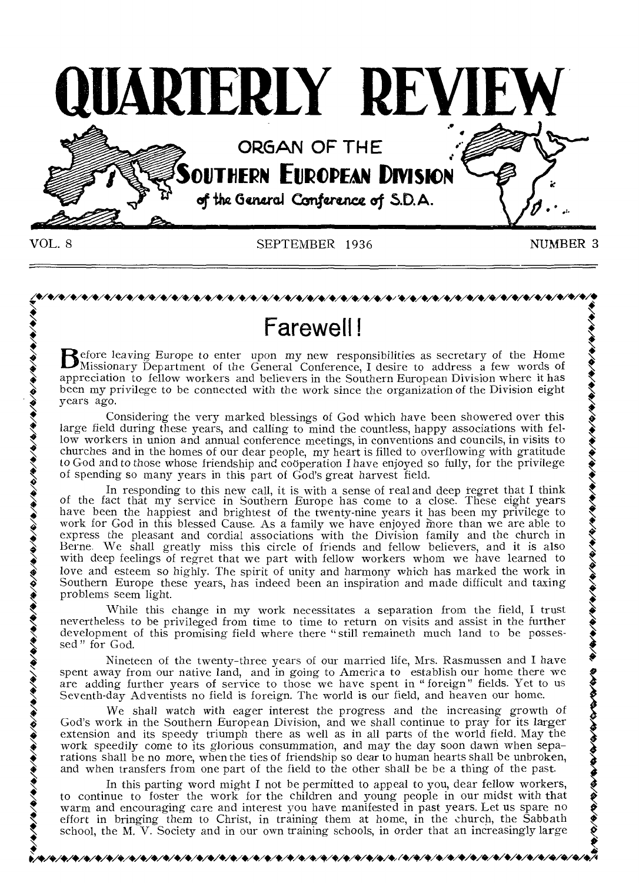# QUARTERLY REVIEW

ORGAN OF THE

SOUTHERN EUROPEAN DIVISION

of the General Conference of S.D.A.

VOL. 8 — SEPTEMBER 1936 — NUMBER 3

## Farewell!

Before leaving Europe to enter upon my new responsibilities as secretary of the Home Missionary Department of the General Conference, I desire to address a few words of appreciation to fellow workers and believers in the Southern European Division where it has been my privilege to be connected with the work since the organization of the Division eight years ago.

Considering the very marked blessings of God which have been showered over this large field during these years, and calling to mind the countless, happy associations with fellow workers in union and annual conference meetings, in conventions and councils, in visits to churches and in the homes of our dear people, my heart is filled to overflowing with gratitude to God and to those whose friendship and coöperation I have enjoyed so fully, for the privilege of spending so many years in this part of God's great harvest field.

In responding to this new call, it is with a sense of real and deep regret that I think of the fact that my service in Southern Europe has come to a close. These eight years have been the happiest and brightest of the twenty-nine years it has been my privilege to work for God in this blessed Cause. As a family we have enjoyed more than we are able to express the pleasant and cordial associations with the Division family and the church in Berne. We shall greatly miss this circle of friends and fellow believers, and it is also with deep feelings of regret that we part with fellow workers whom we have learned to love and esteem so highly. The spirit of unity and harmony which has marked the work in Southern Europe these years, has indeed been an inspiration and made difficult and taxing problems seem light.

While this change in my work necessitates a separation from the field, I trust nevertheless to be privileged from time to time to return on visits and assist in the further development of this promising field where there "still remaineth much land to be possessed" for God.

Nineteen of the twenty-three years of our married life, Mrs. Rasmussen and I have spent away from our native land, and in going to America to establish our home there we are adding further years of service to those we have spent in "foreign" fields. Yet to us Seventh-day Adventists no field is foreign. The world is our field, and heaven our home.

We shall watch with eager interest the progress and the increasing growth of God's work in the Southern European Division, and we shall continue to pray for its larger extension and its speedy triumph there as well as in all parts of the world field. May the work speedily come to its glorious consummation, and may the day soon dawn when separations shall be no more, when the ties of friendship so dear to human hearts shall be unbroken, and when transfers from one part of the field to the other shall be be a thing of the past.

In this parting word might I not be permitted to appeal to you, dear fellow workers, to continue to foster the work for the children and young people in our midst with that warm and encouraging care and interest you have manifested in past years. Let us spare no effort in bringing them to Christ, in training them at home, in the church, the Sabbath school, the M. V. Society and in our own training schools, in order that an increasingly large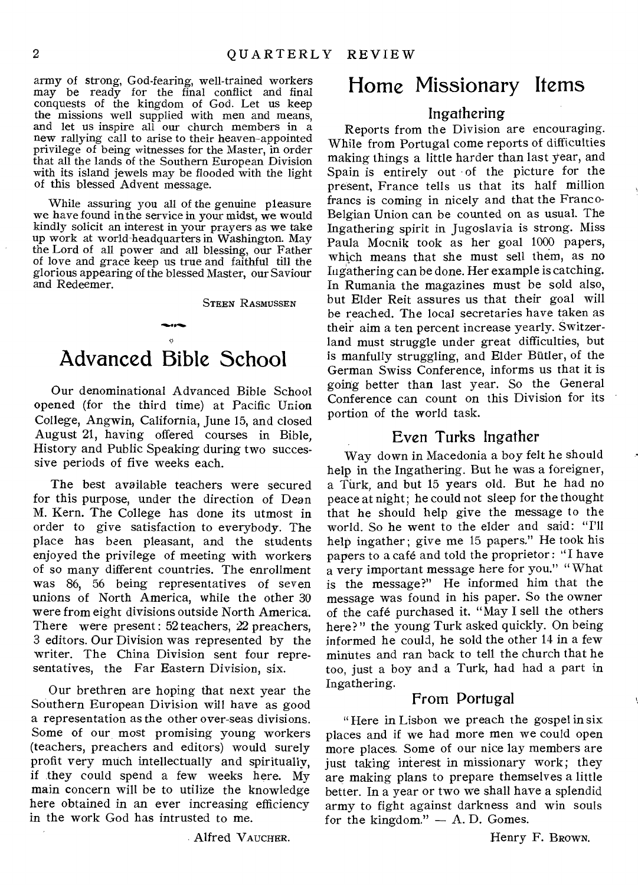army of strong, God-fearing, well-trained workers may be ready for the final conflict and final conquests of the kingdom of God. Let us keep the missions well supplied with men and means, and let us inspire all our church members in a new rallying call to arise to their heaven-appointed privilege of being witnesses for the Master, in order that all the lands of the Southern European Division with its island jewels may be flooded with the light of this blessed Advent message.

While assuring you all of the genuine pleasure we have found in the service in your midst, we would kindly solicit an interest in your prayers as we take up work at world-headquarters in Washington. May the Lord of all power and all blessing, our Father of love and grace keep us true and faithful till the glorious appearing of the blessed Master, our Saviour and Redeemer.

STEEN RASMUSSEN

# Advanced Bible School

Our denominational Advanced Bible School opened (for the third time) at Pacific Union College, Angwin, California, June 15, and closed August 21, having offered courses in Bible, History and Public Speaking during two successive periods of five weeks each.

The best available teachers were secured for this purpose, under the direction of Dean M. Kern. The College has done its utmost in order to give satisfaction to everybody. The place has been pleasant, and the students enjoyed the privilege of meeting with workers of so many different countries. The enrollment was 86, 56 being representatives of seven unions of North America, while the other 30 were from eight divisions outside North America. There were present: 52 teachers, 22 preachers, 3 editors. Our Division was represented by the writer. The China Division sent four representatives, the Far Eastern Division, six.

Our brethren are hoping that next year the Southern European Division will have as good a representation as the other over-seas divisions. Some of our most promising young workers (teachers, preachers and editors) would surely profit very much intellectually and spiritually, if they could spend a few weeks here. My main concern will be to utilize the knowledge here obtained in an ever increasing efficiency in the work God has intrusted to me.

Alfred VAUCHER.

# Home Missionary Items

## Ingathering

Reports from the Division are encouraging. While from Portugal come reports of difficulties making things a little harder than last year, and Spain is entirely out of the picture for the present, France tells us that its half million francs is coming in nicely and that the Franco-Belgian Union can be counted on as usual. The Ingathering spirit in Jugoslavia is strong. Miss Paula Mocnik took as her goal 1000 papers, which means that she must sell them, as no Ingathering can be done. Her example is catching. In Rumania the magazines must be sold also, but Elder Reit assures us that their goal will be reached. The local secretaries have taken as their aim a ten percent increase yearly. Switzerland must struggle under great difficulties, but is manfully struggling, and Elder Bütler, of the German Swiss Conference, informs us that it is going better than last year. So the General Conference can count on this Division for its portion of the world task.

## Even Turks Ingather

Way down in Macedonia a boy felt he should help in the Ingathering. But he was a foreigner, a Turk, and but 15 years old. But he had no peace at night; he could not sleep for the thought that he should help give the message to the world. So he went to the elder and said: "I'll help ingather; give me 15 papers." He took his papers to a café and told the proprietor: "I have a very important message here for you." "What is the message?" He informed him that the message was found in his paper. So the owner of the café purchased it. "May I sell the others here?" the young Turk asked quickly. On being informed he could, he sold the other 14 in a few minutes and ran back to tell the church that he too, just a boy and a Turk, had had a part in Ingathering.

## From Portugal

"Here in Lisbon we preach the gospel in six places and if we had more men we could open more places. Some of our nice lay members are just taking interest in missionary work; they are making plans to prepare themselves a little better. In a year or two we shall have a splendid army to fight against darkness and win souls for the kingdom." — A. D. Gomes.

Henry F. BROWN.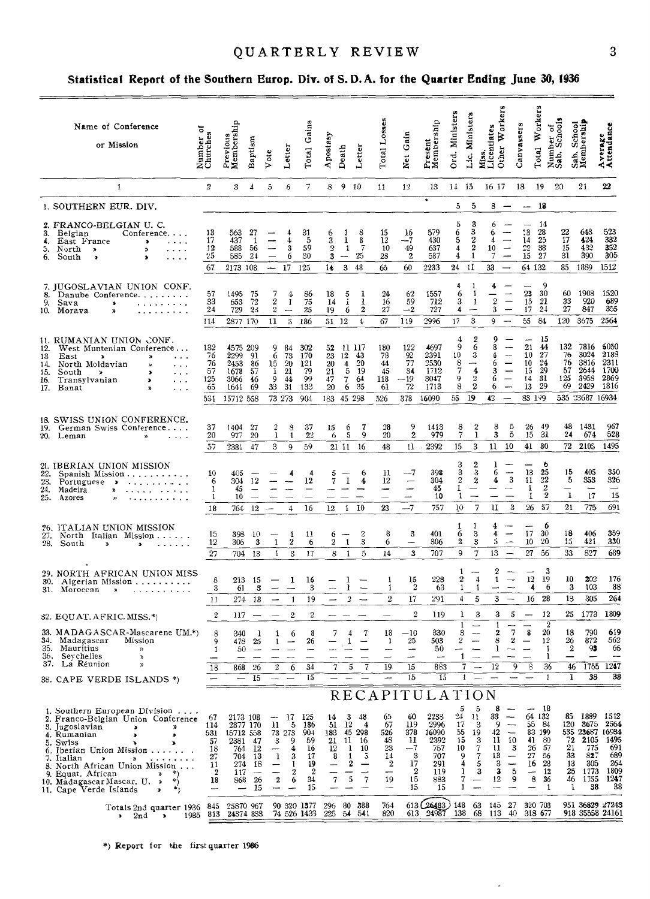## Statistical Report of the Southern Europ. Div. of S. D. A. for the Quarter Ending June 30, 1936

| Name of Conference or Mission | Number of Churches | Previous Membership | Baptism | Vote | Letter | Total Gains | Apostasy | Death | Letter | Total Losses | Net Gain | Present Membership | Ord. Ministers | Lic. Ministers | Miss. Licentiates | Other Workers | Canvassers | Total Workers | Number of Sab. Schools | Sab. School Membership | Average Attendance |
|---|---|---|---|---|---|---|---|---|---|---|---|---|---|---|---|---|---|---|---|---|---|
| 1 | 2 | 3 | 4 | 5 | 6 | 7 | 8 | 9 | 10 | 11 | 12 | 13 | 14 | 15 | 16 | 17 | 18 | 19 | 20 | 21 | 22 |
| 1. SOUTHERN EUR. DIV. | | | | | | | | | | | | | 5 | 5 | 8 | — | — | 18 | | | |
| 2. FRANCO-BELGIAN U. C. | | | | | | | | | | | | | 5 | 3 | 6 | — | — | 14 | | | |
| 3. Belgian Conference | 13 | 563 | 27 | — | 4 | 31 | 6 | 1 | 8 | 15 | 16 | 579 | 6 | 3 | 6 | — | 13 | 28 | 22 | 643 | 523 |
| 4. East France » | 17 | 437 | 1 | — | 4 | 5 | 3 | 1 | 8 | 12 | —7 | 430 | 5 | 2 | 4 | — | 14 | 25 | 17 | 424 | 332 |
| 5. North » » | 12 | 588 | 56 | — | 3 | 59 | 2 | 1 | 7 | 10 | 49 | 637 | 4 | 2 | 10 | — | 22 | 38 | 15 | 432 | 352 |
| 6. South » » | 25 | 585 | 24 | — | 6 | 30 | 3 | — | 25 | 28 | 2 | 587 | 4 | 1 | 7 | — | 15 | 27 | 31 | 390 | 305 |
| | 67 | 2173 | 108 | — | 17 | 125 | 14 | 3 | 48 | 65 | 60 | 2233 | 24 | 11 | 33 | — | 64 | 132 | 85 | 1889 | 1512 |
| 7. JUGOSLAVIAN UNION CONF. | | | | | | | | | | | | | 4 | 1 | 4 | — | — | 9 | | | |
| 8. Danube Conference | 57 | 1495 | 75 | 7 | 4 | 86 | 18 | 5 | 1 | 24 | 62 | 1557 | 6 | 1 | — | — | 23 | 30 | 60 | 1908 | 1520 |
| 9. Sava » | 33 | 653 | 72 | 2 | 1 | 75 | 14 | 1 | 1 | 16 | 59 | 712 | 3 | 1 | 2 | — | 15 | 21 | 33 | 920 | 689 |
| 10. Morava » | 24 | 729 | 23 | 2 | — | 25 | 19 | 6 | 2 | 27 | —2 | 727 | 4 | — | 3 | — | 17 | 24 | 27 | 847 | 355 |
| | 114 | 2877 | 170 | 11 | 5 | 186 | 51 | 12 | 4 | 67 | 119 | 2996 | 17 | 3 | 9 | — | 55 | 84 | 120 | 3675 | 2564 |
| 11. RUMANIAN UNION CONF. | | | | | | | | | | | | | 4 | 2 | 9 | — | — | 15 | | | |
| 12. West Muntenian Conference | 132 | 4575 | 209 | 9 | 84 | 302 | 52 | 11 | 117 | 180 | 122 | 4697 | 9 | 6 | 8 | — | 21 | 44 | 132 | 7816 | 6050 |
| 13. East » » | 76 | 2299 | 91 | 6 | 73 | 170 | 23 | 12 | 43 | 78 | 92 | 2391 | 10 | 3 | 4 | — | 10 | 27 | 76 | 3024 | 2188 |
| 14. North Moldavian » | 76 | 2453 | 86 | 15 | 20 | 121 | 20 | 4 | 20 | 44 | 77 | 2530 | 8 | — | 6 | — | 10 | 24 | 76 | 3816 | 2311 |
| 15. South » » | 57 | 1678 | 57 | 1 | 21 | 79 | 21 | 5 | 19 | 45 | 34 | 1712 | 7 | 4 | 3 | — | 15 | 29 | 57 | 2644 | 1700 |
| 16. Transylvanian » | 125 | 3066 | 46 | 9 | 44 | 99 | 47 | 7 | 64 | 118 | —19 | 3047 | 9 | 2 | 6 | — | 14 | 31 | 125 | 3958 | 2869 |
| 17. Banat » | 65 | 1641 | 69 | 33 | 31 | 133 | 20 | 6 | 35 | 61 | 72 | 1713 | 8 | 2 | 6 | — | 13 | 29 | 69 | 2429 | 1816 |
| | 531 | 15712 | 558 | 73 | 273 | 904 | 183 | 45 | 298 | 526 | 378 | 16090 | 55 | 19 | 42 | — | 83 | 199 | 535 | 23687 | 16934 |
| 18. SWISS UNION CONFERENCE. | | | | | | | | | | | | | | | | | | | | | |
| 19. German Swiss Conference | 37 | 1404 | 27 | 2 | 8 | 37 | 15 | 6 | 7 | 28 | 9 | 1413 | 8 | 2 | 8 | 5 | 26 | 49 | 48 | 1431 | 967 |
| 20. Leman » | 20 | 977 | 20 | 1 | 1 | 22 | 6 | 5 | 9 | 20 | 2 | 979 | 7 | 1 | 3 | 5 | 15 | 31 | 24 | 674 | 528 |
| | 57 | 2381 | 47 | 3 | 9 | 59 | 21 | 11 | 16 | 48 | 11 | 2392 | 15 | 3 | 11 | 10 | 41 | 80 | 72 | 2105 | 1495 |
| 21. IBERIAN UNION MISSION | | | | | | | | | | | | | 3 | 2 | 1 | — | — | 6 | | | |
| 22. Spanish Mission | 10 | 405 | — | — | 4 | 4 | 5 | — | 6 | 11 | —7 | 398 | 3 | 3 | 6 | — | 13 | 25 | 15 | 405 | 350 |
| 23. Portuguese » | 6 | 304 | 12 | — | — | 12 | 7 | 1 | 4 | 12 | — | 304 | 2 | 2 | 4 | 3 | 11 | 22 | 5 | 353 | 326 |
| 24. Madeira » | 1 | 45 | — | — | — | — | — | — | — | — | — | 45 | 1 | — | — | — | 1 | 2 | — | — | — |
| 25. Azores » | 1 | 10 | — | — | — | — | — | — | — | — | — | 10 | 1 | — | — | — | 1 | 2 | 1 | 17 | 15 |
| | 18 | 764 | 12 | — | 4 | 16 | 12 | 1 | 10 | 23 | —7 | 757 | 10 | 7 | 11 | 3 | 26 | 57 | 21 | 775 | 691 |
| 26. ITALIAN UNION MISSION | | | | | | | | | | | | | 1 | 1 | 4 | — | — | 6 | | | |
| 27. North Italian Mission | 15 | 398 | 10 | — | 1 | 11 | 6 | — | 2 | 8 | 3 | 401 | 6 | 3 | 4 | — | 17 | 30 | 18 | 406 | 359 |
| 28. South » » | 12 | 306 | 3 | 1 | 2 | 6 | 2 | 1 | 3 | 6 | — | 306 | 2 | 3 | 5 | — | 10 | 20 | 15 | 421 | 330 |
| | 27 | 704 | 13 | 1 | 3 | 17 | 8 | 1 | 5 | 14 | 3 | 707 | 9 | 7 | 13 | — | 27 | 56 | 33 | 827 | 689 |
| 29. NORTH AFRICAN UNION MISS | | | | | | | | | | | | | 1 | — | 2 | — | | 3 | | | |
| 30. Algerian Mission | 8 | 213 | 15 | — | 1 | 16 | — | 1 | — | 1 | 15 | 228 | 2 | 4 | 1 | — | 12 | 19 | 10 | 202 | 176 |
| 31. Moroccan » | 3 | 61 | 3 | — | — | 3 | — | 1 | — | 1 | 2 | 63 | 1 | 1 | — | — | 4 | 6 | 3 | 103 | 88 |
| | 11 | 274 | 18 | — | 1 | 19 | — | 2 | — | 2 | 17 | 291 | 4 | 5 | 3 | — | 16 | 28 | 13 | 305 | 264 |
| 32. EQUAT. AFRIC. MISS.*) | 2 | 117 | — | — | 2 | 2 | — | — | — | — | 2 | 119 | 1 | 3 | 3 | 5 | — | 12 | 25 | 1773 | 1809 |
| 33. MADAGASCAR-Mascarene UM.*) | | | | | | | | | | | | | 1 | — | 1 | — | | 2 | | | |
| 34. Madagascar Mission | 8 | 340 | 1 | 1 | 6 | 8 | 7 | 4 | 7 | 18 | —10 | 330 | 3 | — | 2 | 7 | 8 | 20 | 18 | 790 | 619 |
| 35. Mauritius » | 9 | 478 | 25 | 1 | — | 26 | — | 1 | — | 1 | 25 | 503 | 2 | — | 8 | 2 | — | 12 | 26 | 872 | 562 |
| 36. Seychelles » | 1 | 50 | — | — | — | — | — | — | — | — | — | 50 | — | — | 1 | — | — | 1 | 2 | 93 | 66 |
| 37. La Réunion » | — | — | — | — | — | — | — | — | — | — | — | — | 1 | — | — | — | — | 1 | — | — | — |
| | 18 | 868 | 26 | 2 | 6 | 34 | 7 | 5 | 7 | 19 | 15 | 883 | 7 | — | 12 | 9 | 8 | 36 | 46 | 1755 | 1247 |
| 38. CAPE VERDE ISLANDS *) | — | — | 15 | — | — | 15 | — | — | — | — | 15 | 15 | 1 | — | — | — | — | 1 | 1 | 38 | 38 |

## RECAPITULATION

| Name of Conference or Mission | Number of Churches | Previous Membership | Baptism | Vote | Letter | Total Gains | Apostasy | Death | Letter | Total Losses | Net Gain | Present Membership | Ord. Ministers | Lic. Ministers | Miss. Licentiates | Other Workers | Canvassers | Total Workers | Number of Sab. Schools | Sab. School Membership | Average Attendance |
|---|---|---|---|---|---|---|---|---|---|---|---|---|---|---|---|---|---|---|---|---|---|
| 1. Southern European Division | | | | | | | | | | | | | 5 | 5 | 8 | — | — | 18 | | | |
| 2. Franco-Belgian Union Conference | 67 | 2173 | 108 | — | 17 | 125 | 14 | 3 | 48 | 65 | 60 | 2233 | 24 | 11 | 33 | — | 64 | 132 | 85 | 1889 | 1512 |
| 3. Jugoslavian » » | 114 | 2877 | 170 | 11 | 5 | 186 | 51 | 12 | 4 | 67 | 119 | 2996 | 17 | 3 | 9 | — | 55 | 84 | 120 | 3675 | 2564 |
| 4. Rumanian » » | 531 | 15712 | 558 | 73 | 273 | 904 | 183 | 45 | 298 | 526 | 378 | 16090 | 55 | 19 | 42 | — | 83 | 199 | 535 | 23687 | 16934 |
| 5. Swiss » » | 57 | 2381 | 47 | 3 | 9 | 59 | 21 | 11 | 16 | 48 | 11 | 2392 | 15 | 3 | 11 | 10 | 41 | 80 | 72 | 2105 | 1495 |
| 6. Iberian Union Mission | 18 | 764 | 12 | — | 4 | 16 | 12 | 1 | 10 | 23 | —7 | 757 | 10 | 7 | 11 | 3 | 26 | 57 | 21 | 775 | 691 |
| 7. Italian » » | 27 | 704 | 13 | 1 | 3 | 17 | 8 | 1 | 5 | 14 | 3 | 707 | 9 | 7 | 13 | — | 27 | 56 | 33 | 827 | 689 |
| 8. North African Union Mission | 11 | 274 | 18 | — | 1 | 19 | — | 2 | — | 2 | 17 | 291 | 4 | 5 | 3 | — | 16 | 28 | 13 | 305 | 264 |
| 9. Equat. African » *) | 2 | 117 | — | — | 2 | 2 | — | — | — | — | 2 | 119 | 1 | 3 | 3 | 5 | — | 12 | 25 | 1773 | 1809 |
| 10. Madagascar Mascar. U. » *) | 18 | 868 | 26 | 2 | 6 | 34 | 7 | 5 | 7 | 19 | 15 | 883 | 7 | — | 12 | 9 | 8 | 36 | 46 | 1755 | 1247 |
| 11. Cape Verde Islands » *) | — | — | 15 | — | — | 15 | — | — | — | — | 15 | 15 | 1 | — | — | — | — | 1 | 1 | 38 | 38 |
| Totals 2nd quarter 1936 | 845 | 25870 | 967 | 90 | 320 | 1377 | 296 | 80 | 388 | 764 | 613 | 26483 | 148 | 63 | 145 | 27 | 320 | 703 | 951 | 36829 | 27243 |
| » 2nd » 1935 | 813 | 24374 | 833 | 74 | 526 | 1433 | 225 | 54 | 541 | 820 | 613 | 24987 | 138 | 68 | 113 | 40 | 318 | 677 | 918 | 35558 | 24161 |

*) Report for the first quarter 1936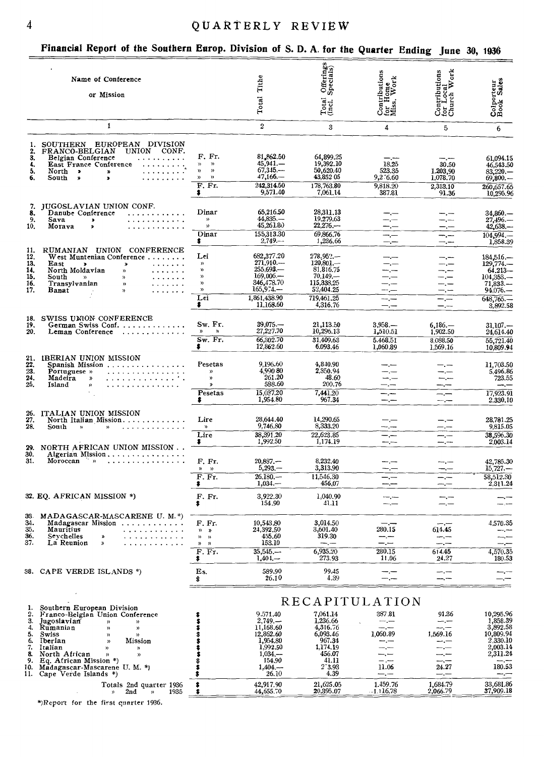## Financial Report of the Southern Europ. Division of S. D. A. for the Quarter Ending June 30, 1936

| Name of Conference or Mission | | Total Tithe | Total Offerings (Incl. Specials) | Contributions for Home Miss. Work | Contributions for Local Church Work | Colporteur Book Sales |
|---|---|---|---|---|---|---|
| 1 | | 2 | 3 | 4 | 5 | 6 |
| 1. SOUTHERN EUROPEAN DIVISION | | | | | | |
| 2. FRANCO-BELGIAN UNION CONF. | | | | | | |
| 3. Belgian Conference | F. Fr. | 81,862.50 | 64,899.25 | —.— | —.— | 61,094.15 |
| 4. East France Conference | » » | 45,941.— | 19,392.10 | 18.25 | 30.50 | 46,543.50 |
| 5. North » » | » » | 67,345.— | 50,620.40 | 523.35 | 1,203.90 | 83,220.— |
| 6. South » » | » » | 47,166.— | 43,852 05 | 9,276.60 | 1,078.70 | 69,800.— |
| | F. Fr. | 242,314.50 | 178,763.80 | 9,818.20 | 2,313.10 | 260,657.65 |
| | $ | 9,571.40 | 7,061.14 | 387.81 | 91.36 | 10,295.96 |
| 7. JUGOSLAVIAN UNION CONF. | | | | | | |
| 8. Danube Conference | Dinar | 65,216.50 | 28,311.13 | —.— | —.— | 34,860.— |
| 9. Sava » | » | 44,835.— | 19,279.63 | —.— | —.— | 27,496.— |
| 10. Morava » | » | 45,261.80 | 22,276.— | —.— | —.— | 42,638.— |
| | Dinar | 155,313.30 | 69,866.76 | —.— | —.— | 104,994.— |
| | $ | 2,749.— | 1,236.66 | —.— | —.— | 1,858.39 |
| 11. RUMANIAN UNION CONFERENCE | | | | | | |
| 12. West Muntenian Conference | Lei | 682,377.20 | 278,952.— | —.— | —.— | 184,516.— |
| 13. East » » | » | 271,910.— | 120,801.— | —.— | —.— | 129,774.— |
| 14. North Moldavian » | » | 255,693.— | 81,816.75 | —.— | —.— | 64,213.— |
| 15. South » » | » | 169,006.— | 70,149.— | —.— | —.— | 104,353.— |
| 16. Transylvanian » | » | 346,478.70 | 115,338.25 | —.— | —.— | 71,833.— |
| 17. Banat » | » | 165,974.— | 52,404.25 | —.— | —.— | 94,076.— |
| | Lei | 1,861,438.90 | 719,461.25 | —.— | —.— | 648,765.— |
| | $ | 11,168.60 | 4,316.76 | —.— | —.— | 3,892.58 |
| 18. SWISS UNION CONFERENCE | | | | | | |
| 19. German Swiss Conf. | Sw. Fr. | 39,075.— | 21,113.50 | 3,958.— | 6,186.— | 31,107.— |
| 20. Leman Conference | » » | 27,227.70 | 10,296.13 | 1,510.51 | 1,902.50 | 24,614.40 |
| | Sw. Fr. | 66,302.70 | 31,409.63 | 5,468.51 | 8,088.50 | 55,721.40 |
| | $ | 12,862.60 | 6,093.46 | 1,060.89 | 1,569.16 | 10,809.94 |
| 21. IBERIAN UNION MISSION | | | | | | |
| 22. Spanish Mission | Pesetas | 9,196.60 | 4,840.90 | —.— | —.— | 11,703.50 |
| 23. Portuguese » | » | 4,990 80 | 2,350.94 | —.— | —.— | 5,496.86 |
| 24. Madeira » | » | 261.20 | 48.60 | —.— | —.— | 723.55 |
| 25. Island » | » | 588.60 | 200.76 | —.— | —.— | —.— |
| | Pesetas | 15,037.20 | 7,441.20 | —.— | —.— | 17,923.91 |
| | $ | 1,954.80 | 967.34 | —.— | —.— | 2,330.10 |
| 26. ITALIAN UNION MISSION | | | | | | |
| 27. North Italian Mission | Lire | 28,644.40 | 14,290.65 | —.— | —.— | 28,781.25 |
| 28. South » » | » | 9,746.80 | 8,333.20 | —.— | —.— | 9,815.05 |
| | Lire | 38,391.20 | 22,623.85 | —.— | —.— | 38,596.30 |
| | $ | 1,992.50 | 1,174.19 | —.— | —.— | 2,003.14 |
| 29. NORTH AFRICAN UNION MISSION | | | | | | |
| 30. Algerian Mission | | | | | | |
| 31. Moroccan » | F. Fr. | 20,887.— | 8,232.40 | —.— | —.— | 42,785.30 |
| | » » | 5,293.— | 3,313.90 | —.— | —.— | 15,727.— |
| | F. Fr. | 26,180.— | 11,546.30 | —.— | —.— | 58,512.30 |
| | $ | 1,034.— | 456.07 | —.— | —.— | 2,311.24 |
| 32. EQ. AFRICAN MISSION *) | F. Fr. | 3,922.30 | 1,040.90 | —.— | —.— | —.— |
| | $ | 154.90 | 41.11 | —.— | —.— | —.— |
| 33. MADAGASCAR-MASCARENE U. M.*) | | | | | | |
| 34. Madagascar Mission | F. Fr. | 10,543.80 | 3,014.50 | —.— | —.— | 4,570.35 |
| 35. Mauritius | » » | 24,392.50 | 3,601.40 | 280.15 | 614.45 | —.— |
| 36. Seychelles » | » » | 455.60 | 319.30 | —.— | —.— | —.— |
| 37. La Reunion » | » » | 153.10 | —.— | —.— | —.— | —.— |
| | F. Fr. | 35,545.— | 6,935.20 | 280.15 | 614.45 | 4,570.35 |
| | $ | 1,404.— | 273.93 | 11.06 | 24.27 | 180.53 |
| 38. CAPE VERDE ISLANDS *) | Es. | 589.90 | 99.45 | —.— | —.— | —.— |
| | $ | 26.10 | 4.39 | —.— | —.— | —.— |

### RECAPITULATION

| | | | | | | |
|---|---|---|---|---|---|---|
| 1. Southern European Division | $ | | | | | |
| 2. Franco-Belgian Union Conference | $ | 9,571.40 | 7,061.14 | 387.81 | 91.36 | 10,295.96 |
| 3. Jugoslavian » » | $ | 2,749.— | 1,236.66 | —.— | —.— | 1,858.39 |
| 4. Rumanian » » | $ | 11,168.60 | 4,316.76 | —.— | —.— | 3,892.58 |
| 5. Swiss » » | $ | 12,862.60 | 6,093.46 | 1,060.89 | 1,569.16 | 10,809.94 |
| 6. Iberian » Mission | $ | 1,954.80 | 967.34 | —.— | —.— | 2,330.10 |
| 7. Italian » » | $ | 1,992.50 | 1,174.19 | —.— | —.— | 2,003.14 |
| 8. North African » » | $ | 1,034.— | 456.07 | —.— | —.— | 2,311.24 |
| 9. Eq. African Mission *) | $ | 154.90 | 41.11 | —.— | —.— | —.— |
| 10. Madagascar-Mascarene U. M. *) | $ | 1,404.— | 273.93 | 11.06 | 24.27 | 180.53 |
| 11. Cape Verde Islands *) | $ | 26.10 | 4.39 | —.— | —.— | —.— |
| Totals 2nd quarter 1936 | $ | 42,917.90 | 21,625.05 | 1,459.76 | 1,684.79 | 33,681.86 |
| » 2nd » 1935 | $ | 44,655.70 | 20,395.07 | 1,116.78 | 2,066.79 | 37,909.18 |

*)Report for the first quarter 1936.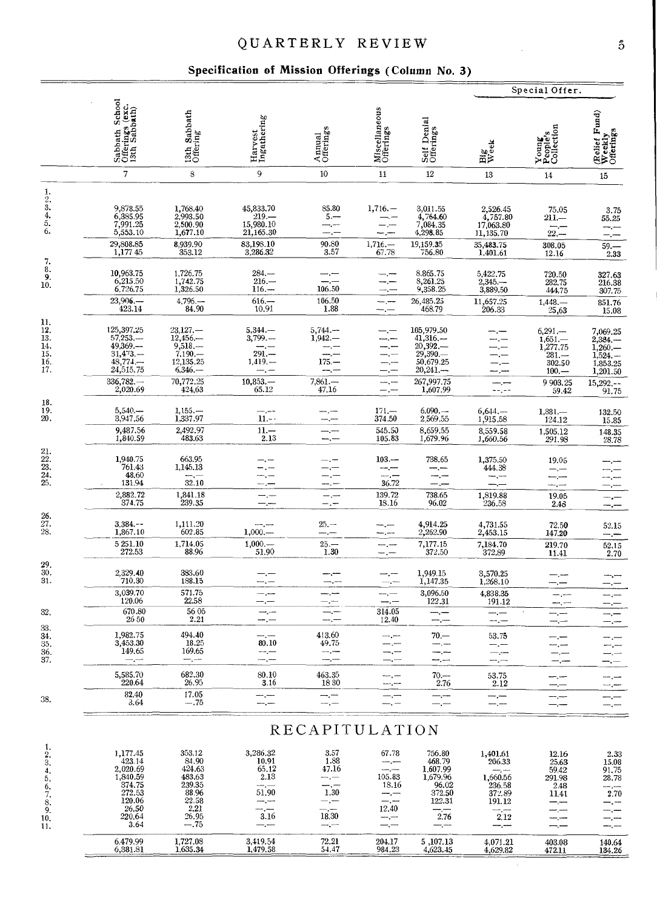## Specification of Mission Offerings (Column No. 3)

| | Sabbath School Offerings (exc. 13th Sabbath) | 13th Sabbath Offering | Harvest Ingathering | Annual Offerings | Miscellaneous Offerings | Self Denial Offerings | Special Offer. Big Week | Special Offer. Young People's Collection | Special Offer. (Relief Fund) Weekly Offerings |
|---|---|---|---|---|---|---|---|---|---|
| | 7 | 8 | 9 | 10 | 11 | 12 | 13 | 14 | 15 |
| 1. | | | | | | | | | |
| 2. | | | | | | | | | |
| 3. | 9,878.55 | 1,768.40 | 45,833.70 | 85.80 | 1,716.— | 3,011.55 | 2,526.45 | 75.05 | 3.75 |
| 4. | 6,385.95 | 2,993.50 | 219.— | 5.— | —.— | 4,764.60 | 4,757.80 | 211.— | 55.25 |
| 5. | 7,991.25 | 2,500.90 | 15,980.10 | —.— | —.— | 7,084.35 | 17,063.80 | —.— | —.— |
| 6. | 5,553.10 | 1,677.10 | 21,165.30 | —.— | —.— | 4,298.85 | 11,135.70 | 22.— | —.— |
| | 29,808.85 | 8,939.90 | 83,198.10 | 90.80 | 1,716.— | 19,159.35 | 35,483.75 | 308.05 | 59.— |
| | 1,177.45 | 353.12 | 3,286.32 | 3.57 | 67.78 | 756.80 | 1,401.61 | 12.16 | 2.33 |
| 7. | | | | | | | | | |
| 8. | 10,963.75 | 1,726.75 | 284.— | —.— | —.— | 8,865.75 | 5,422.75 | 720.50 | 327.63 |
| 9. | 6,215.50 | 1,742.75 | 216.— | —.— | —.— | 8,261.25 | 2,345.— | 282.75 | 216.38 |
| 10. | 6,726.75 | 1,326.50 | 116.— | 106.50 | —.— | 9,358.25 | 3,889.50 | 444.75 | 307.75 |
| | 23,906.— | 4,796.— | 616.— | 106.50 | —.— | 26,485.25 | 11,657.25 | 1,448.— | 851.76 |
| | 423.14 | 84.90 | 10.91 | 1.88 | —.— | 468.79 | 206.33 | 25.63 | 15.08 |
| 11. | | | | | | | | | |
| 12. | 125,397.25 | 23,127.— | 5,344.— | 5,744.— | —.— | 105,979.50 | —.— | 6,291.— | 7,069.25 |
| 13. | 57,253.— | 12,456.— | 3,799.— | 1,942.— | —.— | 41,316.— | —.— | 1,651.— | 2,384.— |
| 14. | 49,369.— | 9,518.— | —.— | —.— | —.— | 20,392.— | —.— | 1,277.75 | 1,260.— |
| 15. | 31,473.— | 7,190.— | 291.— | —.— | —.— | 29,390.— | —.— | 281.— | 1,524.— |
| 16. | 48,774.— | 12,135.25 | 1,419.— | 175.— | —.— | 50,679.25 | —.— | 302.50 | 1,853.25 |
| 17. | 24,515.75 | 6,346.— | —.— | —.— | —.— | 20,241.— | —.— | 100.— | 1,201.50 |
| | 336,782.— | 70,772.25 | 10,853.— | 7,861.— | —.— | 267,997.75 | —.— | 9,903.25 | 15,292.— |
| | 2,020.69 | 424.63 | 65.12 | 47.16 | —.— | 1,607.99 | —.— | 59.42 | 91.75 |
| 18. | | | | | | | | | |
| 19. | 5,540.— | 1,155.— | —.— | —.— | 171.— | 6,090.— | 6,644.— | 1,381.— | 132.50 |
| 20. | 3,947.56 | 1,337.97 | 11.— | —.— | 374.50 | 2,569.55 | 1,915.58 | 124.12 | 15.85 |
| | 9,487.56 | 2,492.97 | 11.— | —.— | 545.50 | 8,659.55 | 8,559.58 | 1,505.12 | 148.35 |
| | 1,840.59 | 483.63 | 2.13 | —.— | 105.83 | 1,679.96 | 1,660.56 | 291.98 | 28.78 |
| 21. | | | | | | | | | |
| 22. | 1,940.75 | 663.95 | —.— | —.— | 103.— | 738.65 | 1,375.50 | 19.05 | —.— |
| 23. | 761.43 | 1,145.13 | —.— | —.— | —.— | —.— | 444.38 | —.— | —.— |
| 24. | 48.60 | —.— | —.— | —.— | —.— | —.— | —.— | —.— | —.— |
| 25. | 131.94 | 32.10 | —.— | —.— | 36.72 | —.— | —.— | —.— | —.— |
| | 2,882.72 | 1,841.18 | —.— | —.— | 139.72 | 738.65 | 1,819.88 | 19.05 | —.— |
| | 374.75 | 239.35 | —.— | —.— | 18.16 | 96.02 | 236.58 | 2.48 | —.— |
| 26. | | | | | | | | | |
| 27. | 3,384.— | 1,111.20 | —.— | 25.— | —.— | 4,914.25 | 4,731.55 | 72.50 | 52.15 |
| 28. | 1,867.10 | 602.85 | 1,000.— | —.— | —.— | 2,262.90 | 2,453.15 | 147.20 | —.— |
| | 5,251.10 | 1,714.05 | 1,000.— | 25.— | —.— | 7,177.15 | 7,184.70 | 219.70 | 52.15 |
| | 272.53 | 88.96 | 51.90 | 1.30 | —.— | 372.50 | 372.89 | 11.41 | 2.70 |
| 29. | | | | | | | | | |
| 30. | 2,329.40 | 383.60 | —.— | —.— | —.— | 1,949.15 | 3,570.25 | —.— | —.— |
| 31. | 710.30 | 188.15 | —.— | —.— | —.— | 1,147.35 | 1,268.10 | —.— | —.— |
| | 3,039.70 | 571.75 | —.— | —.— | —.— | 3,096.50 | 4,838.35 | —.— | —.— |
| | 120.06 | 22.58 | —.— | —.— | —.— | 122.31 | 191.12 | —.— | —.— |
| 32. | 670.80 | 56.05 | —.— | —.— | 314.05 | —.— | —.— | —.— | —.— |
| | 26.50 | 2.21 | —.— | —.— | 12.40 | —.— | —.— | —.— | —.— |
| 33. | | | | | | | | | |
| 34. | 1,982.75 | 494.40 | —.— | 413.60 | —.— | 70.— | 53.75 | —.— | —.— |
| 35. | 3,453.30 | 18.25 | 80.10 | 49.75 | —.— | —.— | —.— | —.— | —.— |
| 36. | 149.65 | 169.65 | —.— | —.— | —.— | —.— | —.— | —.— | —.— |
| 37. | —.— | —.— | —.— | —.— | —.— | —.— | —.— | —.— | —.— |
| | 5,585.70 | 682.30 | 80.10 | 463.35 | —.— | 70.— | 53.75 | —.— | —.— |
| | 220.64 | 26.95 | 3.16 | 18.30 | —.— | 2.76 | 2.12 | —.— | —.— |
| 38. | 82.40 | 17.05 | —.— | —.— | —.— | —.— | —.— | —.— | —.— |
| | 3.64 | —.75 | —.— | —.— | —.— | —.— | —.— | —.— | —.— |

## RECAPITULATION

| | 7 | 8 | 9 | 10 | 11 | 12 | 13 | 14 | 15 |
|---|---|---|---|---|---|---|---|---|---|
| 1. | 1,177.45 | 353.12 | 3,286.32 | 3.57 | 67.78 | 756.80 | 1,401.61 | 12.16 | 2.33 |
| 2. | 423.14 | 84.90 | 10.91 | 1.88 | —.— | 468.79 | 206.33 | 25.63 | 15.08 |
| 3. | 2,020.69 | 424.63 | 65.12 | 47.16 | —.— | 1,607.99 | —.— | 59.42 | 91.75 |
| 4. | 1,840.59 | 483.63 | 2.13 | —.— | 105.83 | 1,679.96 | 1,660.56 | 291.98 | 28.78 |
| 5. | 374.75 | 239.35 | —.— | —.— | 18.16 | 96.02 | 236.58 | 2.48 | —.— |
| 6. | 272.53 | 88.96 | 51.90 | 1.30 | —.— | 372.50 | 372.89 | 11.41 | 2.70 |
| 7. | 120.06 | 22.58 | —.— | —.— | —.— | 122.31 | 191.12 | —.— | —.— |
| 8. | 26.50 | 2.21 | —.— | —.— | 12.40 | —.— | —.— | —.— | —.— |
| 9. | 220.64 | 26.95 | 3.16 | 18.30 | —.— | 2.76 | 2.12 | —.— | —.— |
| 10. | 3.64 | —.75 | —.— | —.— | —.— | —.— | —.— | —.— | —.— |
| 11. | | | | | | | | | |
| | 6,479.99 | 1,727.08 | 3,419.54 | 72.21 | 204.17 | 5,107.13 | 4,071.21 | 403.08 | 140.64 |
| | 6,381.81 | 1,635.34 | 1,479.58 | 54.47 | 984.23 | 4,623.45 | 4,629.82 | 472.11 | 134.26 |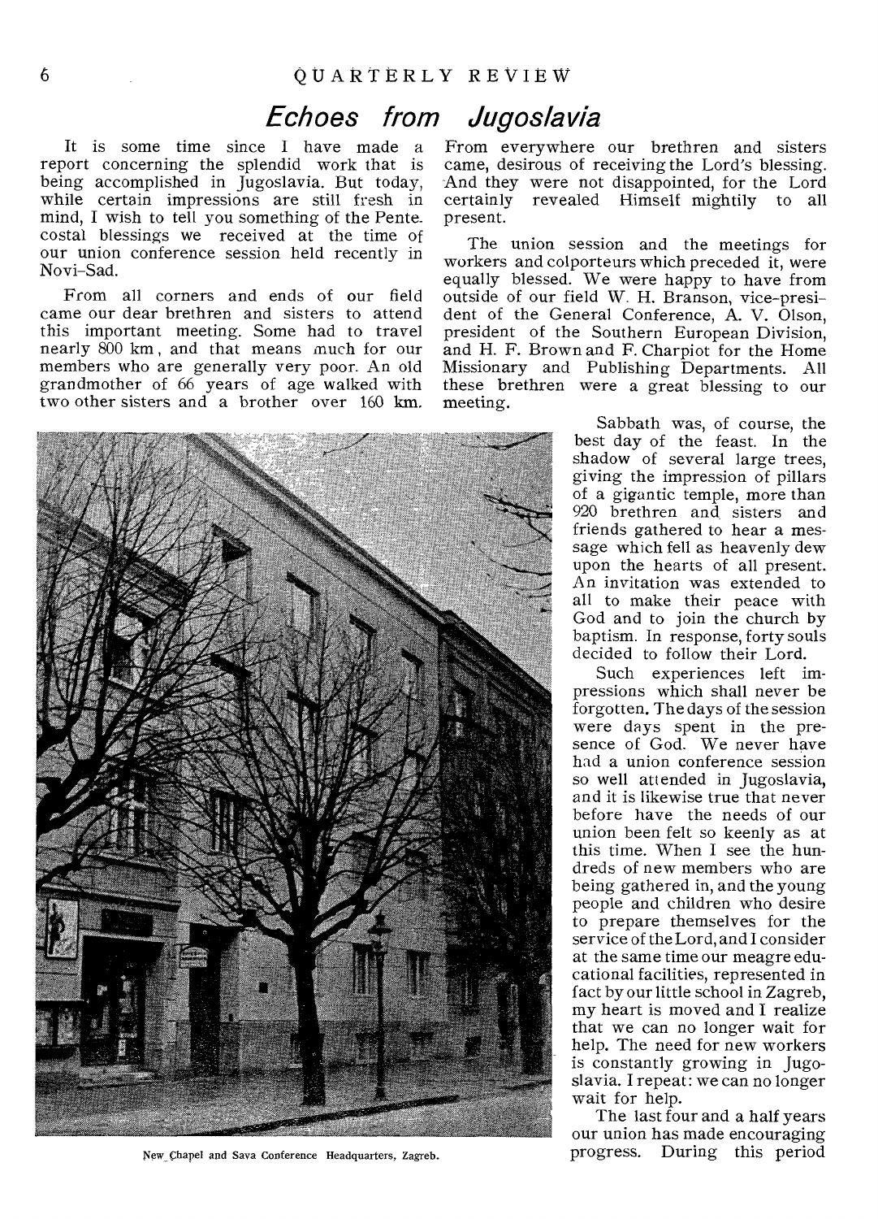# *Echoes from Jugoslavia*

It is some time since I have made a report concerning the splendid work that is being accomplished in Jugoslavia. But today, while certain impressions are still fresh in mind, I wish to tell you something of the Pentecostal blessings we received at the time of our union conference session held recently in Novi-Sad.

From all corners and ends of our field came our dear brethren and sisters to attend this important meeting. Some had to travel nearly 800 km, and that means much for our members who are generally very poor. An old grandmother of 66 years of age walked with two other sisters and a brother over 160 km. From everywhere our brethren and sisters came, desirous of receiving the Lord's blessing. And they were not disappointed, for the Lord certainly revealed Himself mightily to all present.

The union session and the meetings for workers and colporteurs which preceded it, were equally blessed. We were happy to have from outside of our field W. H. Branson, vice-president of the General Conference, A. V. Olson, president of the Southern European Division, and H. F. Brown and F. Charpiot for the Home Missionary and Publishing Departments. All these brethren were a great blessing to our meeting.

New Chapel and Sava Conference Headquarters, Zagreb.

Sabbath was, of course, the best day of the feast. In the shadow of several large trees, giving the impression of pillars of a gigantic temple, more than 920 brethren and sisters and friends gathered to hear a message which fell as heavenly dew upon the hearts of all present. An invitation was extended to all to make their peace with God and to join the church by baptism. In response, forty souls decided to follow their Lord.

Such experiences left impressions which shall never be forgotten. The days of the session were days spent in the presence of God. We never have had a union conference session so well attended in Jugoslavia, and it is likewise true that never before have the needs of our union been felt so keenly as at this time. When I see the hundreds of new members who are being gathered in, and the young people and children who desire to prepare themselves for the service of the Lord, and I consider at the same time our meagre educational facilities, represented in fact by our little school in Zagreb, my heart is moved and I realize that we can no longer wait for help. The need for new workers is constantly growing in Jugoslavia. I repeat: we can no longer wait for help.

The last four and a half years our union has made encouraging progress. During this period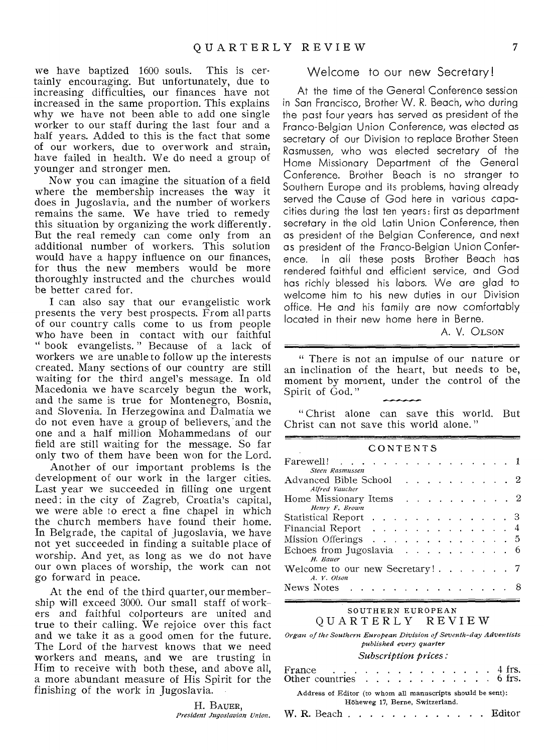we have baptized 1600 souls. This is certainly encouraging. But unfortunately, due to increasing difficulties, our finances have not increased in the same proportion. This explains why we have not been able to add one single worker to our staff during the last four and a half years. Added to this is the fact that some of our workers, due to overwork and strain, have failed in health. We do need a group of younger and stronger men.

Now you can imagine the situation of a field where the membership increases the way it does in Jugoslavia, and the number of workers remains the same. We have tried to remedy this situation by organizing the work differently. But the real remedy can come only from an additional number of workers. This solution would have a happy influence on our finances, for thus the new members would be more thoroughly instructed and the churches would be better cared for.

I can also say that our evangelistic work presents the very best prospects. From all parts of our country calls come to us from people who have been in contact with our faithful "book evangelists." Because of a lack of workers we are unable to follow up the interests created. Many sections of our country are still waiting for the third angel's message. In old Macedonia we have scarcely begun the work, and the same is true for Montenegro, Bosnia, and Slovenia. In Herzegowina and Dalmatia we do not even have a group of believers, and the one and a half million Mohammedans of our field are still waiting for the message. So far only two of them have been won for the Lord.

Another of our important problems is the development of our work in the larger cities. Last year we succeeded in filling one urgent need: in the city of Zagreb, Croatia's capital, we were able to erect a fine chapel in which the church members have found their home. In Belgrade, the capital of Jugoslavia, we have not yet succeeded in finding a suitable place of worship. And yet, as long as we do not have our own places of worship, the work can not go forward in peace.

At the end of the third quarter, our membership will exceed 3000. Our small staff of workers and faithful colporteurs are united and true to their calling. We rejoice over this fact and we take it as a good omen for the future. The Lord of the harvest knows that we need workers and means, and we are trusting in Him to receive with both these, and above all, a more abundant measure of His Spirit for the finishing of the work in Jugoslavia.

H. BAUER,
*President Jugoslavian Union.*

## Welcome to our new Secretary!

At the time of the General Conference session in San Francisco, Brother W. R. Beach, who during the past four years has served as president of the Franco-Belgian Union Conference, was elected as secretary of our Division to replace Brother Steen Rasmussen, who was elected secretary of the Home Missionary Department of the General Conference. Brother Beach is no stranger to Southern Europe and its problems, having already served the Cause of God here in various capacities during the last ten years: first as department secretary in the old Latin Union Conference, then as president of the Belgian Conference, and next as president of the Franco-Belgian Union Conference. In all these posts Brother Beach has rendered faithful and efficient service, and God has richly blessed his labors. We are glad to welcome him to his new duties in our Division office. He and his family are now comfortably located in their new home here in Berne.

A. V. OLSON

---

"There is not an impulse of our nature or an inclination of the heart, but needs to be, moment by moment, under the control of the Spirit of God."

"Christ alone can save this world. But Christ can not save this world alone."

---

## CONTENTS

| | |
|---|---|
| Farewell! — *Steen Rasmussen* | 1 |
| Advanced Bible School — *Alfred Vaucher* | 2 |
| Home Missionary Items — *Henry F. Brown* | 2 |
| Statistical Report | 3 |
| Financial Report | 4 |
| Mission Offerings | 5 |
| Echoes from Jugoslavia — *H. Bauer* | 6 |
| Welcome to our new Secretary! — *A. V. Olson* | 7 |
| News Notes | 8 |

---

SOUTHERN EUROPEAN
QUARTERLY REVIEW

*Organ of the Southern European Division of Seventh-day Adventists published every quarter*

*Subscription prices:*

| | |
|---|---|
| France | 4 frs. |
| Other countries | 6 frs. |

Address of Editor (to whom all manuscripts should be sent):
Höheweg 17, Berne, Switzerland.

W. R. Beach . . . . . . . . . . . . . . Editor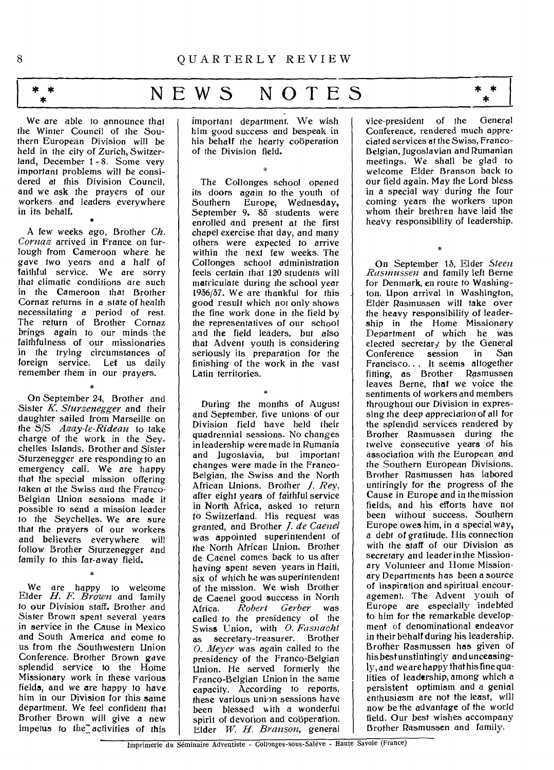# NEWS NOTES

We are able to announce that the Winter Council of the Southern European Division will be held in the city of Zurich, Switzerland, December 1 - 8. Some very important problems will be considered at this Division Council, and we ask the prayers of our workers and leaders everywhere in its behalf.

\*

A few weeks ago, Brother *Ch. Cornaz* arrived in France on furlough from Cameroon where he gave two years and a half of faithful service. We are sorry that climatic conditions are such in the Cameroon that Brother Cornaz returns in a state of health necessitating a period of rest. The return of Brother Cornaz brings again to our minds the faithfulness of our missionaries in the trying circumstances of foreign service. Let us daily remember them in our prayers.

\*

On September 24, Brother and Sister *K. Sturzenegger* and their daughter sailed from Marseille on the S/S *Azay-le-Rideau* to take charge of the work in the Seychelles Islands. Brother and Sister Sturzenegger are responding to an emergency call. We are happy that the special mission offering taken at the Swiss and the Franco-Belgian Union sessions made it possible to send a mission leader to the Seychelles. We are sure that the prayers of our workers and believers everywhere will follow Brother Sturzenegger and family to this far-away field.

\*

We are happy to welcome Elder *H. F. Brown* and family to our Division staff. Brother and Sister Brown spent several years in service in the Cause in Mexico and South America and come to us from the Southwestern Union Conference. Brother Brown gave splendid service to the Home Missionary work in these various fields, and we are happy to have him in our Division for this same department. We feel confident that Brother Brown will give a new impetus to the activities of this important department. We wish him good success and bespeak in his behalf the hearty coöperation of the Division field.

\*

The Collonges school opened its doors again to the youth of Southern Europe, Wednesday, September 9. 85 students were enrolled and present at the first chapel exercise that day, and many others were expected to arrive within the next few weeks. The Collonges school administration feels certain that 120 students will matriculate during the school year 1936/37. We are thankful for this good result which not only shows the fine work done in the field by the representatives of our school and the field leaders, but also that Advent youth is considering seriously its preparation for the finishing of the work in the vast Latin territories.

\*

During the months of August and September, five unions of our Division field have held their quadrennial sessions. No changes in leadership were made in Rumania and Jugoslavia, but important changes were made in the Franco-Belgian, the Swiss and the North African Unions. Brother *J. Rey*, after eight years of faithful service in North Africa, asked to return to Switzerland. His request was granted, and Brother *J. de Caenel* was appointed superintendent of the North African Union. Brother de Caenel comes back to us after having spent seven years in Haiti, six of which he was superintendent of the mission. We wish Brother de Caenel good success in North Africa. *Robert Gerber* was called to the presidency of the Swiss Union, with *O. Fasnacht* as secretary-treasurer. Brother *O. Meyer* was again called to the presidency of the Franco-Belgian Union. He served formerly the Franco-Belgian Union in the same capacity. According to reports, these various union sessions have been blessed with a wonderful spirit of devotion and coöperation. Elder *W. H. Branson*, general vice-president of the General Conference, rendered much appreciated services at the Swiss, Franco-Belgian, Jugoslavian and Rumanian meetings. We shall be glad to welcome Elder Branson back to our field again. May the Lord bless in a special way during the four coming years the workers upon whom their brethren have laid the heavy responsibility of leadership.

\*

On September 15, Elder *Steen Rasmussen* and family left Berne for Denmark, en route to Washington. Upon arrival in Washington, Elder Rasmussen will take over the heavy responsibility of leadership in the Home Missionary Department of which he was elected secretary by the General Conference session in San Francisco... It seems altogether fitting, as Brother Rasmussen leaves Berne, that we voice the sentiments of workers and members throughout our Division in expressing the deep appreciation of all for the splendid services rendered by Brother Rasmussen during the twelve consecutive years of his association with the European and the Southern European Divisions. Brother Rasmussen has labored untiringly for the progress of the Cause in Europe and in the mission fields, and his efforts have not been without success. Southern Europe owes him, in a special way, a debt of gratitude. His connection with the staff of our Division as secretary and leader in the Missionary Volunteer and Home Missionary Departments has been a source of inspiration and spiritual encouragement. The Advent youth of Europe are especially indebted to him for the remarkable development of denominational endeavor in their behalf during his leadership. Brother Rasmussen has given of his best unstintingly and unceasingly, and we are happy that his fine qualities of leadership, among which a persistent optimism and a genial enthusiasm are not the least, will now be the advantage of the world field. Our best wishes accompany Brother Rasmussen and family.

Imprimerie du Séminaire Adventiste - Collonges-sous-Salève - Haute Savoie (France)